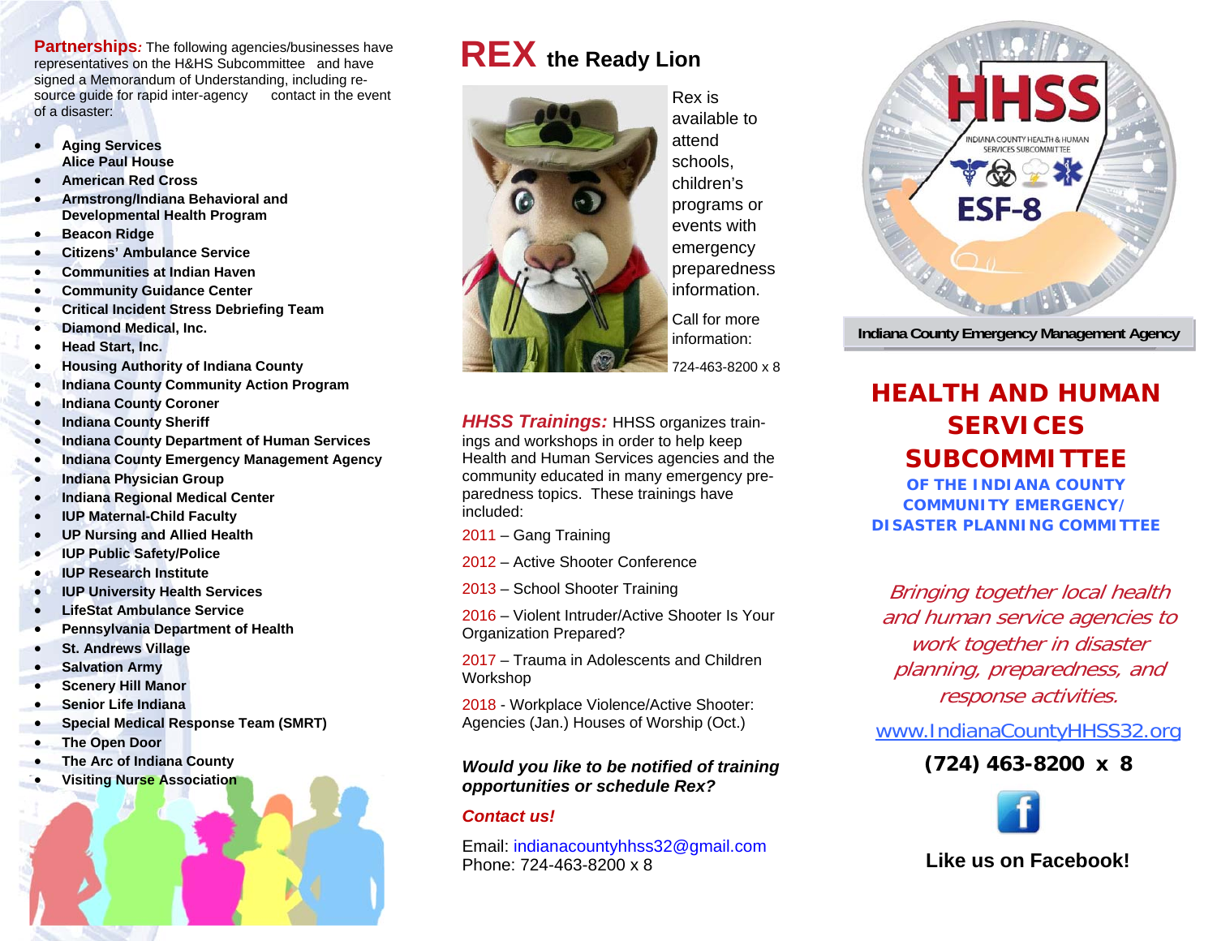**Partnerships:** The following agencies/businesses have representatives on the H&HS Subcommittee and have signed a Memorandum of Understanding, including resource guide for rapid inter-agency contact in the event of a disaster:

- **Aging Services Alice Paul House**
- **American Red Cross**
- **Armstrong/Indiana Behavioral and Developmental Health Program**
- **Beacon Ridge**
- **Citizens' Ambulance Service**
- **Communities at Indian Haven**
- **Community Guidance Center**
- **Critical Incident Stress Debriefing Team**
- **Diamond Medical, Inc.**
- **Head Start, Inc.**
- **Housing Authority of Indiana County**
- **Indiana County Community Action Program**
- **Indiana County Coroner**
- **Indiana County Sheriff**
- **Indiana County Department of Human Services**
- **Indiana County Emergency Management Agency**
- **Indiana Physician Group**
- **Indiana Regional Medical Center**
- **IUP Maternal-Child Faculty**
- **UP Nursing and Allied Health**
- **IUP Public Safety/Police**
- **IUP Research Institute**
- **IUP University Health Services**
- **LifeStat Ambulance Service**
- **Pennsylvania Department of Health**
- **St. Andrews Village**
- **Salvation Army**
- **Scenery Hill Manor**
- **Senior Life Indiana**
- **Special Medical Response Team (SMRT)**
- **The Open Door**
- **The Arc of Indiana County**
- **Visiting Nurse Association**

# REX the Ready Lion

Rex is available to attend schools, children's programs or events with emergency preparedness information.

Call for more information:

724-463-8200 x 8

***HHSS Trainings:*** HHSS organizes trainings and workshops in order to help keep Health and Human Services agencies and the community educated in many emergency preparedness topics. These trainings have included:

2011 – Gang Training

2012 – Active Shooter Conference

2013 – School Shooter Training

2016 – Violent Intruder/Active Shooter Is Your Organization Prepared?

2017 – Trauma in Adolescents and Children Workshop

2018 - Workplace Violence/Active Shooter: Agencies (Jan.) Houses of Worship (Oct.)

***Would you like to be notified of training opportunities or schedule Rex?***

***Contact us!***

Email: indianacountyhhss32@gmail.com
Phone: 724-463-8200 x 8

HHSS
INDIANA COUNTY HEALTH & HUMAN SERVICES SUBCOMMITTEE
ESF-8

**Indiana County Emergency Management Agency**

# HEALTH AND HUMAN SERVICES SUBCOMMITTEE

## OF THE INDIANA COUNTY COMMUNITY EMERGENCY/ DISASTER PLANNING COMMITTEE

*Bringing together local health and human service agencies to work together in disaster planning, preparedness, and response activities.*

www.IndianaCountyHHSS32.org

**(724) 463-8200 x 8**

**Like us on Facebook!**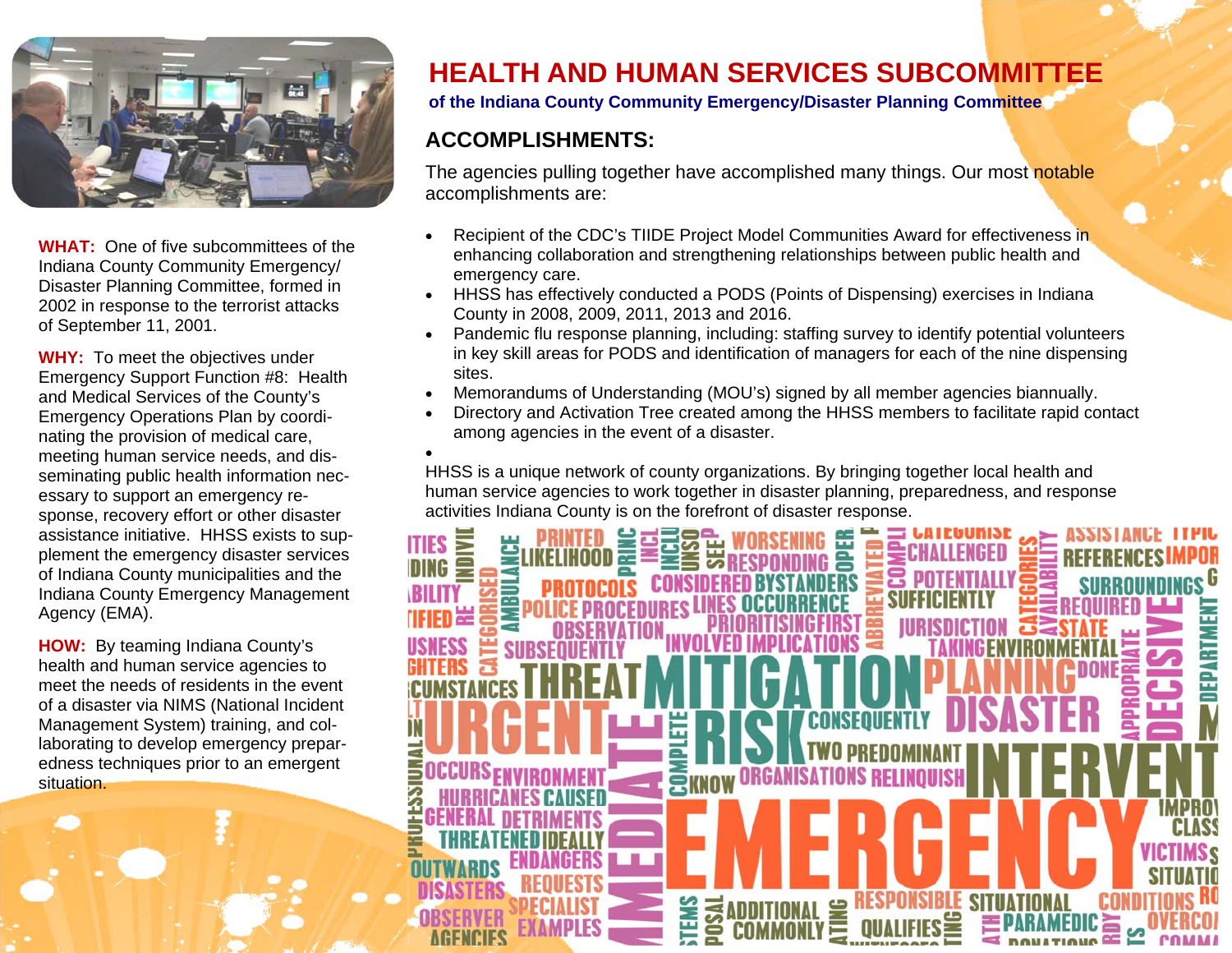# HEALTH AND HUMAN SERVICES SUBCOMMITTEE

**of the Indiana County Community Emergency/Disaster Planning Committee**

**WHAT:** One of five subcommittees of the Indiana County Community Emergency/ Disaster Planning Committee, formed in 2002 in response to the terrorist attacks of September 11, 2001.

**WHY:** To meet the objectives under Emergency Support Function #8: Health and Medical Services of the County's Emergency Operations Plan by coordinating the provision of medical care, meeting human service needs, and disseminating public health information necessary to support an emergency response, recovery effort or other disaster assistance initiative. HHSS exists to supplement the emergency disaster services of Indiana County municipalities and the Indiana County Emergency Management Agency (EMA).

**HOW:** By teaming Indiana County's health and human service agencies to meet the needs of residents in the event of a disaster via NIMS (National Incident Management System) training, and collaborating to develop emergency preparedness techniques prior to an emergent situation.

## ACCOMPLISHMENTS:

The agencies pulling together have accomplished many things. Our most notable accomplishments are:

- Recipient of the CDC's TIIDE Project Model Communities Award for effectiveness in enhancing collaboration and strengthening relationships between public health and emergency care.
- HHSS has effectively conducted a PODS (Points of Dispensing) exercises in Indiana County in 2008, 2009, 2011, 2013 and 2016.
- Pandemic flu response planning, including: staffing survey to identify potential volunteers in key skill areas for PODS and identification of managers for each of the nine dispensing sites.
- Memorandums of Understanding (MOU's) signed by all member agencies biannually.
- Directory and Activation Tree created among the HHSS members to facilitate rapid contact among agencies in the event of a disaster.

HHSS is a unique network of county organizations. By bringing together local health and human service agencies to work together in disaster planning, preparedness, and response activities Indiana County is on the forefront of disaster response.